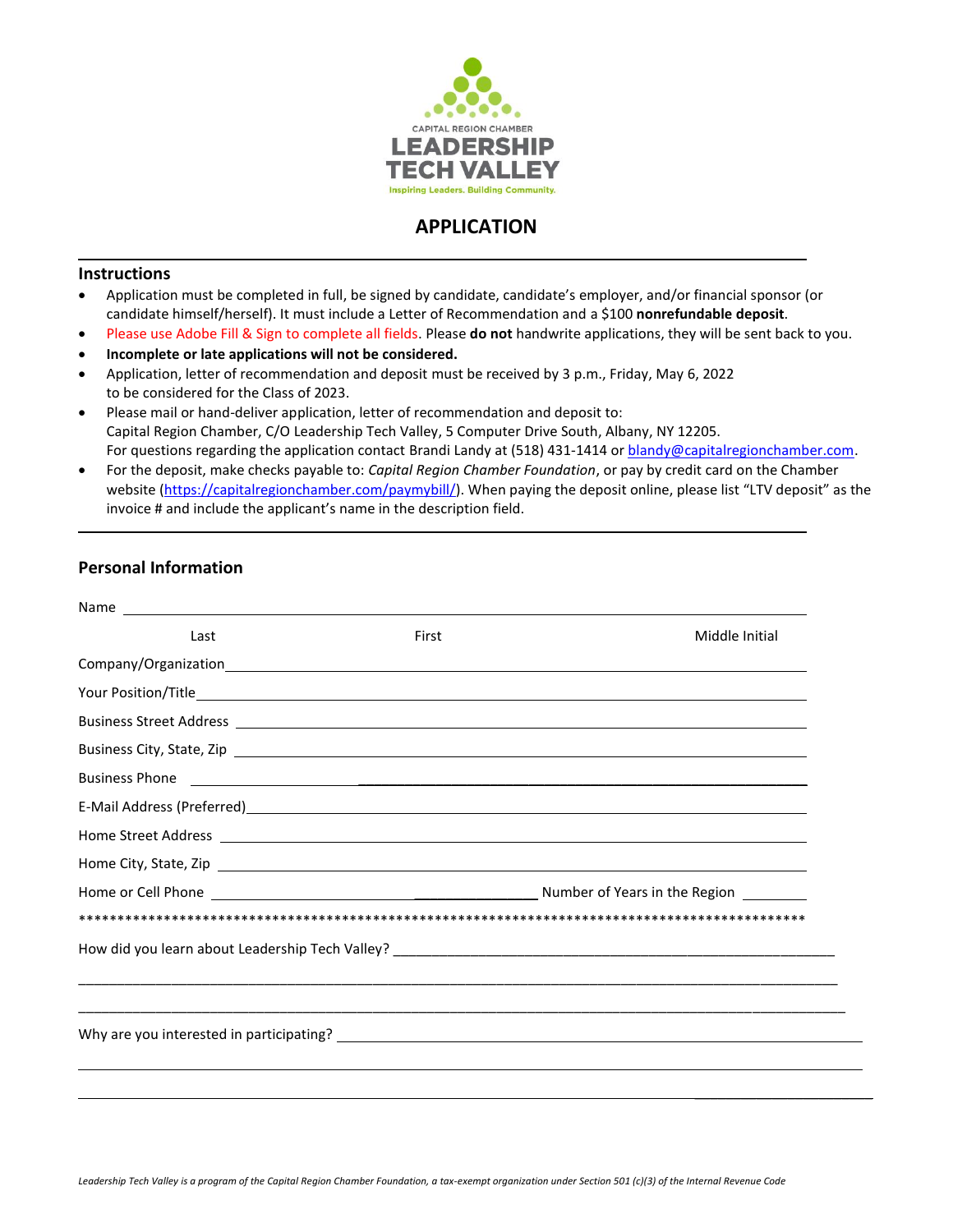CAPITAL REGION CHAMBER
**LEADERSHIP TECH VALLEY**
Inspiring Leaders. Building Community.

# APPLICATION

## Instructions

- Application must be completed in full, be signed by candidate, candidate's employer, and/or financial sponsor (or candidate himself/herself). It must include a Letter of Recommendation and a $100 **nonrefundable deposit**.
- Please use Adobe Fill & Sign to complete all fields. Please **do not** handwrite applications, they will be sent back to you.
- **Incomplete or late applications will not be considered.**
- Application, letter of recommendation and deposit must be received by 3 p.m., Friday, May 6, 2022 to be considered for the Class of 2023.
- Please mail or hand-deliver application, letter of recommendation and deposit to:
  Capital Region Chamber, C/O Leadership Tech Valley, 5 Computer Drive South, Albany, NY 12205.
  For questions regarding the application contact Brandi Landy at (518) 431-1414 or blandy@capitalregionchamber.com.
- For the deposit, make checks payable to: *Capital Region Chamber Foundation*, or pay by credit card on the Chamber website (https://capitalregionchamber.com/paymybill/). When paying the deposit online, please list "LTV deposit" as the invoice # and include the applicant's name in the description field.

## Personal Information

Name ______________________________________________

Last First Middle Initial

Company/Organization ______________________________________________

Your Position/Title ______________________________________________

Business Street Address ______________________________________________

Business City, State, Zip ______________________________________________

Business Phone ______________________________________________

E-Mail Address (Preferred) ______________________________________________

Home Street Address ______________________________________________

Home City, State, Zip ______________________________________________

Home or Cell Phone ______________________ Number of Years in the Region ________

*****************************************************************************************

How did you learn about Leadership Tech Valley? ______________________________________________

______________________________________________

______________________________________________

Why are you interested in participating? ______________________________________________

______________________________________________

______________________________________________

*Leadership Tech Valley is a program of the Capital Region Chamber Foundation, a tax-exempt organization under Section 501 (c)(3) of the Internal Revenue Code*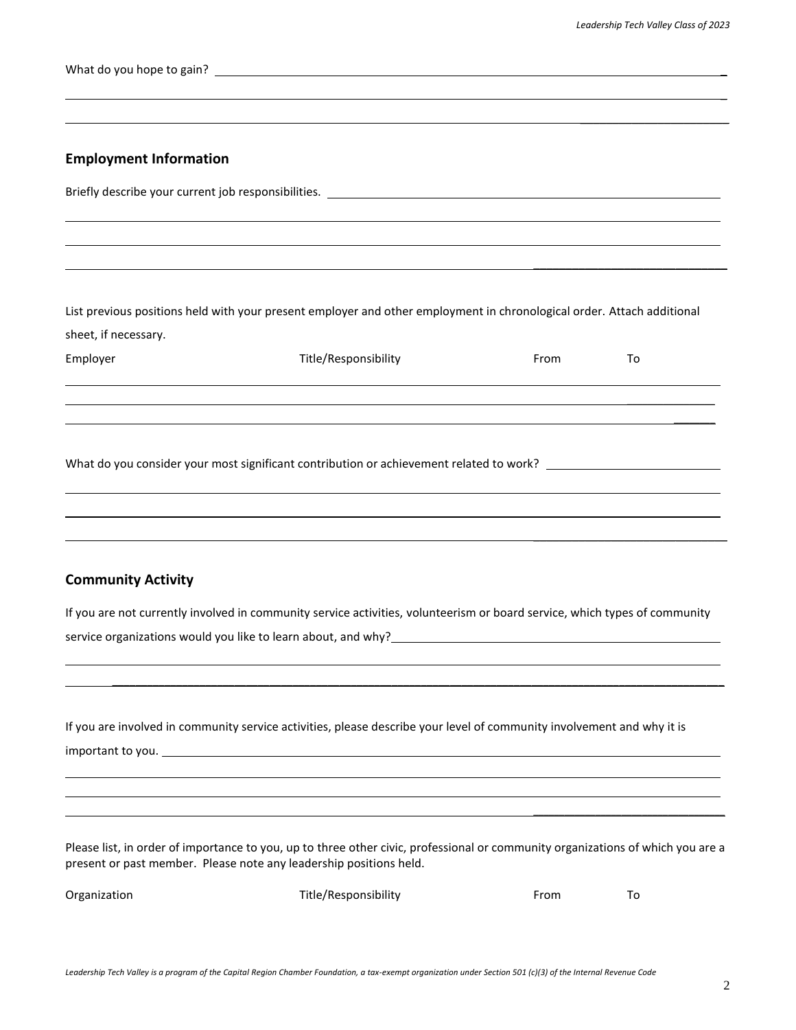What do you hope to gain?

## Employment Information

Briefly describe your current job responsibilities.

List previous positions held with your present employer and other employment in chronological order. Attach additional sheet, if necessary.

| Employer | Title/Responsibility | From | To |
| --- | --- | --- | --- |
| | | | |
| | | | |
| | | | |

What do you consider your most significant contribution or achievement related to work?

## Community Activity

If you are not currently involved in community service activities, volunteerism or board service, which types of community service organizations would you like to learn about, and why?

If you are involved in community service activities, please describe your level of community involvement and why it is important to you.

Please list, in order of importance to you, up to three other civic, professional or community organizations of which you are a present or past member. Please note any leadership positions held.

| Organization | Title/Responsibility | From | To |
| --- | --- | --- | --- |

*Leadership Tech Valley is a program of the Capital Region Chamber Foundation, a tax-exempt organization under Section 501 (c)(3) of the Internal Revenue Code*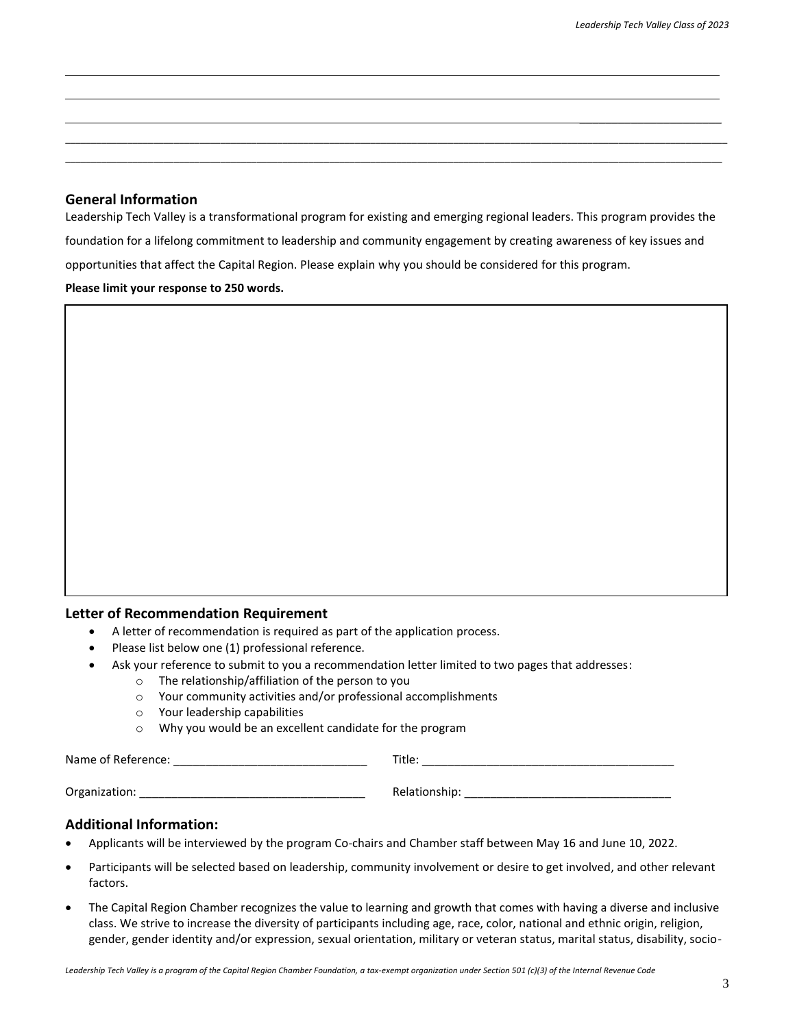______________________________________________________________________________________________

______________________________________________________________________________________________

______________________________________________________________________________________________

______________________________________________________________________________________________

______________________________________________________________________________________________

### General Information

Leadership Tech Valley is a transformational program for existing and emerging regional leaders. This program provides the foundation for a lifelong commitment to leadership and community engagement by creating awareness of key issues and opportunities that affect the Capital Region. Please explain why you should be considered for this program.

**Please limit your response to 250 words.**

### Letter of Recommendation Requirement

- A letter of recommendation is required as part of the application process.
- Please list below one (1) professional reference.
- Ask your reference to submit to you a recommendation letter limited to two pages that addresses:
  - The relationship/affiliation of the person to you
  - Your community activities and/or professional accomplishments
  - Your leadership capabilities
  - Why you would be an excellent candidate for the program

Name of Reference: ______________________________ Title: ________________________________________

Organization: ___________________________________ Relationship: ________________________________

### Additional Information:

- Applicants will be interviewed by the program Co-chairs and Chamber staff between May 16 and June 10, 2022.
- Participants will be selected based on leadership, community involvement or desire to get involved, and other relevant factors.
- The Capital Region Chamber recognizes the value to learning and growth that comes with having a diverse and inclusive class. We strive to increase the diversity of participants including age, race, color, national and ethnic origin, religion, gender, gender identity and/or expression, sexual orientation, military or veteran status, marital status, disability, socio-

*Leadership Tech Valley is a program of the Capital Region Chamber Foundation, a tax-exempt organization under Section 501 (c)(3) of the Internal Revenue Code*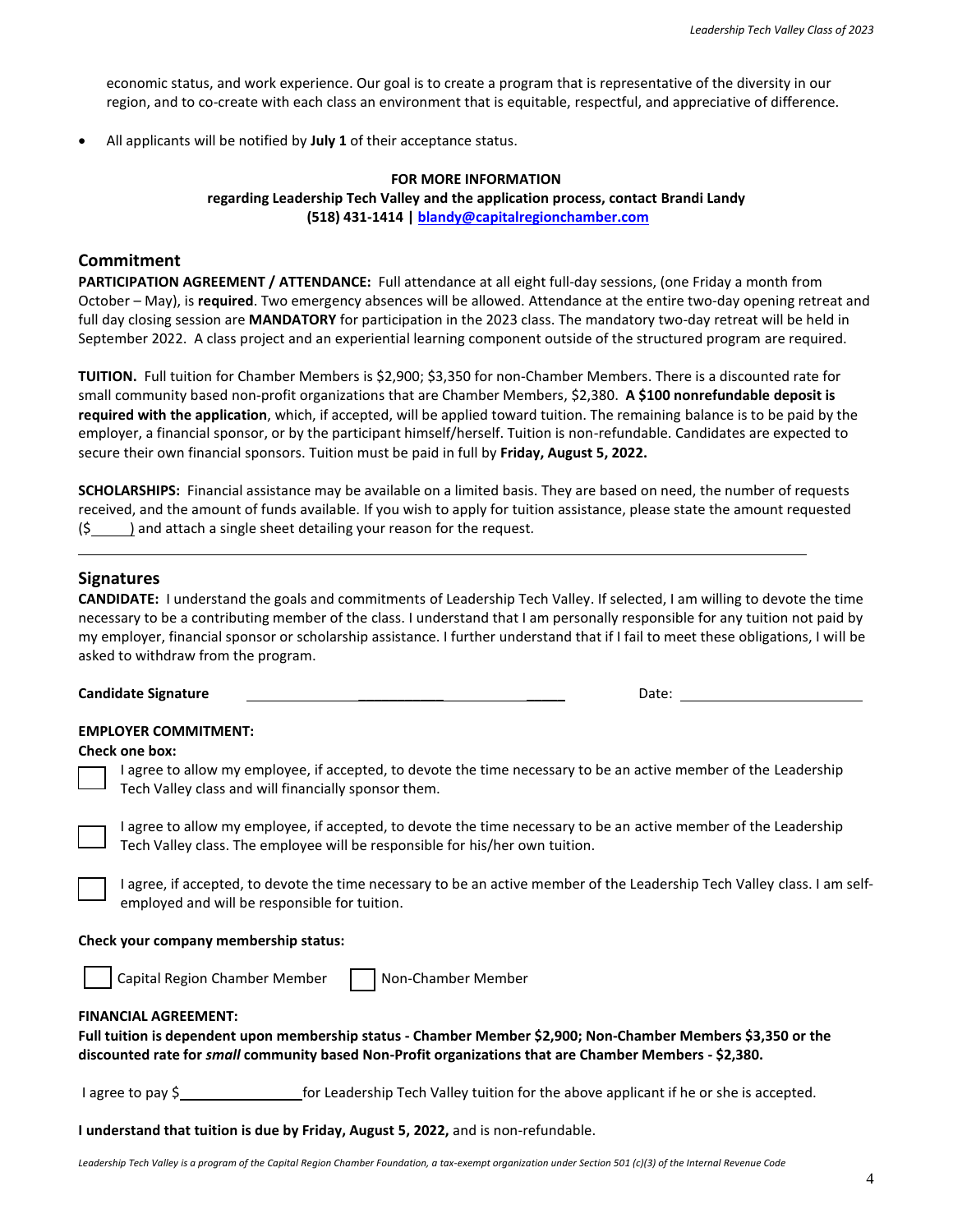economic status, and work experience. Our goal is to create a program that is representative of the diversity in our region, and to co-create with each class an environment that is equitable, respectful, and appreciative of difference.

- All applicants will be notified by **July 1** of their acceptance status.

**FOR MORE INFORMATION**
**regarding Leadership Tech Valley and the application process, contact Brandi Landy**
**(518) 431-1414 | [blandy@capitalregionchamber.com](mailto:blandy@capitalregionchamber.com)**

## Commitment

**PARTICIPATION AGREEMENT / ATTENDANCE:** Full attendance at all eight full-day sessions, (one Friday a month from October – May), is **required**. Two emergency absences will be allowed. Attendance at the entire two-day opening retreat and full day closing session are **MANDATORY** for participation in the 2023 class. The mandatory two-day retreat will be held in September 2022. A class project and an experiential learning component outside of the structured program are required.

**TUITION.** Full tuition for Chamber Members is $2,900; $3,350 for non-Chamber Members. There is a discounted rate for small community based non-profit organizations that are Chamber Members, $2,380. **A $100 nonrefundable deposit is required with the application**, which, if accepted, will be applied toward tuition. The remaining balance is to be paid by the employer, a financial sponsor, or by the participant himself/herself. Tuition is non-refundable. Candidates are expected to secure their own financial sponsors. Tuition must be paid in full by **Friday, August 5, 2022.**

**SCHOLARSHIPS:** Financial assistance may be available on a limited basis. They are based on need, the number of requests received, and the amount of funds available. If you wish to apply for tuition assistance, please state the amount requested ($_____) and attach a single sheet detailing your reason for the request.

---

## Signatures

**CANDIDATE:** I understand the goals and commitments of Leadership Tech Valley. If selected, I am willing to devote the time necessary to be a contributing member of the class. I understand that I am personally responsible for any tuition not paid by my employer, financial sponsor or scholarship assistance. I further understand that if I fail to meet these obligations, I will be asked to withdraw from the program.

**Candidate Signature** ______________________________ Date: ______________________

**EMPLOYER COMMITMENT:**
**Check one box:**

☐ I agree to allow my employee, if accepted, to devote the time necessary to be an active member of the Leadership Tech Valley class and will financially sponsor them.

☐ I agree to allow my employee, if accepted, to devote the time necessary to be an active member of the Leadership Tech Valley class. The employee will be responsible for his/her own tuition.

☐ I agree, if accepted, to devote the time necessary to be an active member of the Leadership Tech Valley class. I am self-employed and will be responsible for tuition.

**Check your company membership status:**

☐ Capital Region Chamber Member ☐ Non-Chamber Member

**FINANCIAL AGREEMENT:**
**Full tuition is dependent upon membership status - Chamber Member $2,900; Non-Chamber Members $3,350 or the discounted rate for *small* community based Non-Profit organizations that are Chamber Members - $2,380.**

I agree to pay $________________ for Leadership Tech Valley tuition for the above applicant if he or she is accepted.

**I understand that tuition is due by Friday, August 5, 2022,** and is non-refundable.

*Leadership Tech Valley is a program of the Capital Region Chamber Foundation, a tax-exempt organization under Section 501 (c)(3) of the Internal Revenue Code*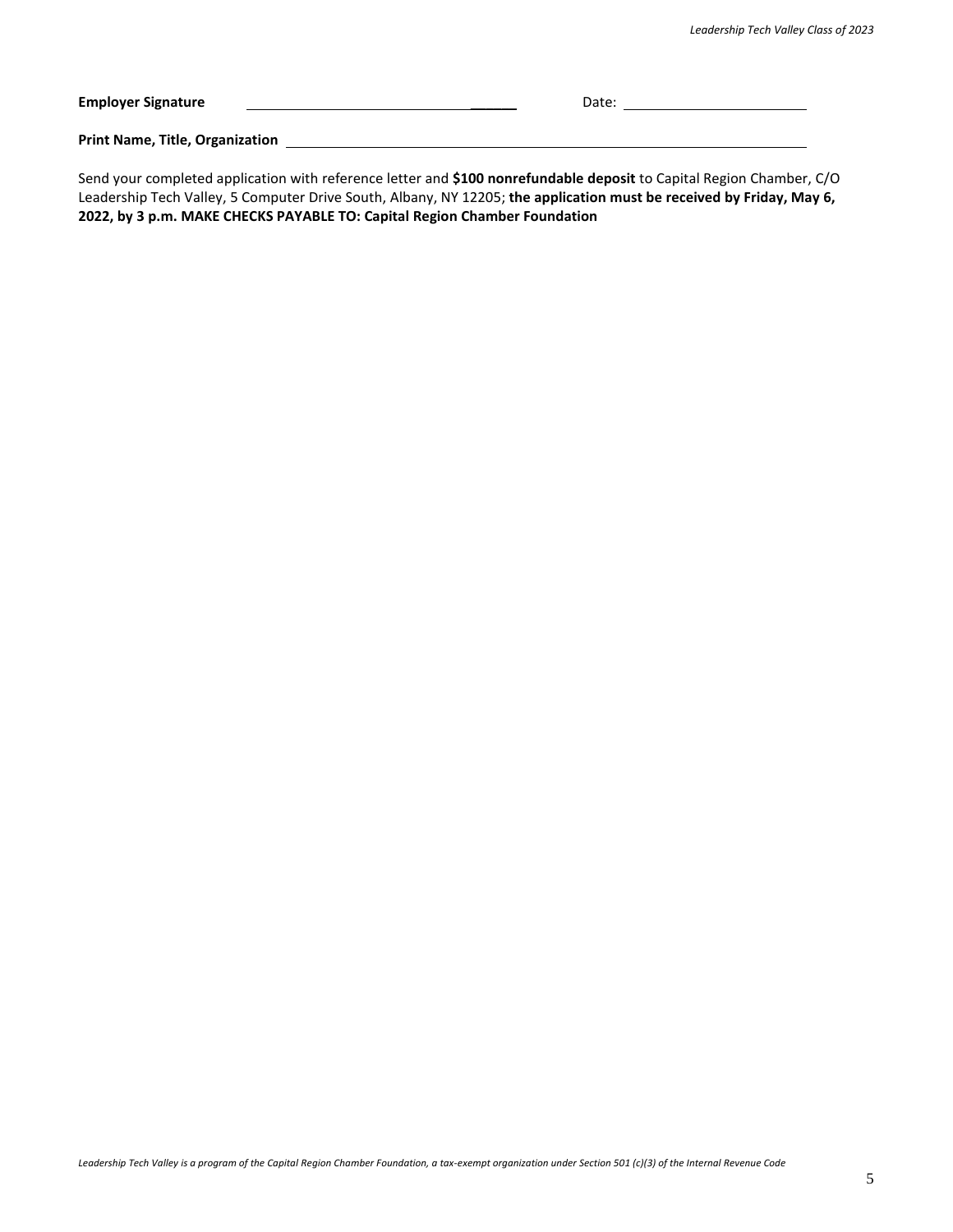**Employer Signature** ______________________________ Date: ______________________

**Print Name, Title, Organization** ________________________________________________

Send your completed application with reference letter and **$100 nonrefundable deposit** to Capital Region Chamber, C/O Leadership Tech Valley, 5 Computer Drive South, Albany, NY 12205; **the application must be received by Friday, May 6, 2022, by 3 p.m. MAKE CHECKS PAYABLE TO: Capital Region Chamber Foundation**

*Leadership Tech Valley is a program of the Capital Region Chamber Foundation, a tax-exempt organization under Section 501 (c)(3) of the Internal Revenue Code*